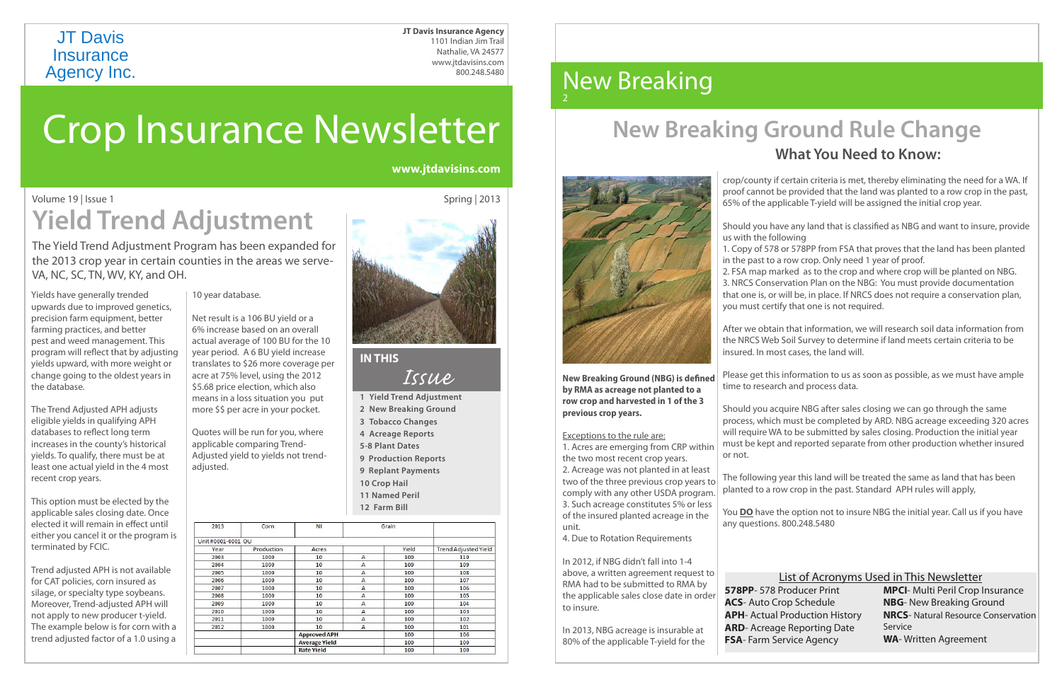JT Davis Insurance Agency Inc.

**JT Davis Insurance Agency**
1101 Indian Jim Trail
Nathalie, VA 24577
www.jtdavisins.com
800.248.5480

# Crop Insurance Newsletter

**www.jtdavisins.com**

Volume 19 | Issue 1 — Spring | 2013

## Yield Trend Adjustment

The Yield Trend Adjustment Program has been expanded for the 2013 crop year in certain counties in the areas we serve- VA, NC, SC, TN, WV, KY, and OH.

Yields have generally trended upwards due to improved genetics, precision farm equipment, better farming practices, and better pest and weed management. This program will reflect that by adjusting yields upward, with more weight or change going to the oldest years in the database.

The Trend Adjusted APH adjusts eligible yields in qualifying APH databases to reflect long term increases in the county's historical yields. To qualify, there must be at least one actual yield in the 4 most recent crop years.

This option must be elected by the applicable sales closing date. Once elected it will remain in effect until either you cancel it or the program is terminated by FCIC.

Trend adjusted APH is not available for CAT policies, corn insured as silage, or specialty type soybeans. Moreover, Trend-adjusted APH will not apply to new producer t-yield. The example below is for corn with a trend adjusted factor of a 1.0 using a 10 year database.

Net result is a 106 BU yield or a 6% increase based on an overall actual average of 100 BU for the 10 year period. A 6 BU yield increase translates to $26 more coverage per acre at 75% level, using the 2012 $5.68 price election, which also means in a loss situation you put more $$ per acre in your pocket.

Quotes will be run for you, where applicable comparing Trend-Adjusted yield to yields not trend-adjusted.

**IN THIS *Issue***

1. Yield Trend Adjustment
2. New Breaking Ground
3. Tobacco Changes
4. Acreage Reports
5-8 Plant Dates
9 Production Reports
9 Replant Payments
10 Crop Hail
11 Named Peril
12 Farm Bill

| 2013 | Corn | NI | Grain | | |
|---|---|---|---|---|---|
| Unit #0001-0001 OU | | | | | |
| Year | Production | Acres | | Yield | Trend Adjusted Yield |
| 2003 | 1000 | 10 | A | 100 | 110 |
| 2004 | 1000 | 10 | A | 100 | 109 |
| 2005 | 1000 | 10 | A | 100 | 108 |
| 2006 | 1000 | 10 | A | 100 | 107 |
| 2007 | 1000 | 10 | A | 100 | 106 |
| 2008 | 1000 | 10 | A | 100 | 105 |
| 2009 | 1000 | 10 | A | 100 | 104 |
| 2010 | 1000 | 10 | A | 100 | 103 |
| 2011 | 1000 | 10 | A | 100 | 102 |
| 2012 | 1000 | 10 | A | 100 | 101 |
| | | Approved APH | | 100 | 106 |
| | | Average Yield | | 100 | 100 |
| | | Rate Yield | | 100 | 100 |

# New Breaking

## New Breaking Ground Rule Change

### What You Need to Know:

**New Breaking Ground (NBG) is defined by RMA as acreage not planted to a row crop and harvested in 1 of the 3 previous crop years.**

Exceptions to the rule are:
1. Acres are emerging from CRP within the two most recent crop years.
2. Acreage was not planted in at least two of the three previous crop years to comply with any other USDA program.
3. Such acreage constitutes 5% or less of the insured planted acreage in the unit.
4. Due to Rotation Requirements

In 2012, if NBG didn't fall into 1-4 above, a written agreement request to RMA had to be submitted to RMA by the applicable sales close date in order to insure.

In 2013, NBG acreage is insurable at 80% of the applicable T-yield for the crop/county if certain criteria is met, thereby eliminating the need for a WA. If proof cannot be provided that the land was planted to a row crop in the past, 65% of the applicable T-yield will be assigned the initial crop year.

Should you have any land that is classified as NBG and want to insure, provide us with the following
1. Copy of 578 or 578PP from FSA that proves that the land has been planted in the past to a row crop. Only need 1 year of proof.
2. FSA map marked as to the crop and where crop will be planted on NBG.
3. NRCS Conservation Plan on the NBG: You must provide documentation that one is, or will be, in place. If NRCS does not require a conservation plan, you must certify that one is not required.

After we obtain that information, we will research soil data information from the NRCS Web Soil Survey to determine if land meets certain criteria to be insured. In most cases, the land will.

Please get this information to us as soon as possible, as we must have ample time to research and process data.

Should you acquire NBG after sales closing we can go through the same process, which must be completed by ARD. NBG acreage exceeding 320 acres will require WA to be submitted by sales closing. Production the initial year must be kept and reported separate from other production whether insured or not.

The following year this land will be treated the same as land that has been planted to a row crop in the past. Standard APH rules will apply,

You **DO** have the option not to insure NBG the initial year. Call us if you have any questions. 800.248.5480

#### List of Acronyms Used in This Newsletter

**578PP**- 578 Producer Print
**ACS**- Auto Crop Schedule
**APH**- Actual Production History
**ARD**- Acreage Reporting Date
**FSA**- Farm Service Agency
**MPCI**- Multi Peril Crop Insurance
**NBG**- New Breaking Ground
**NRCS**- Natural Resource Conservation Service
**WA**- Written Agreement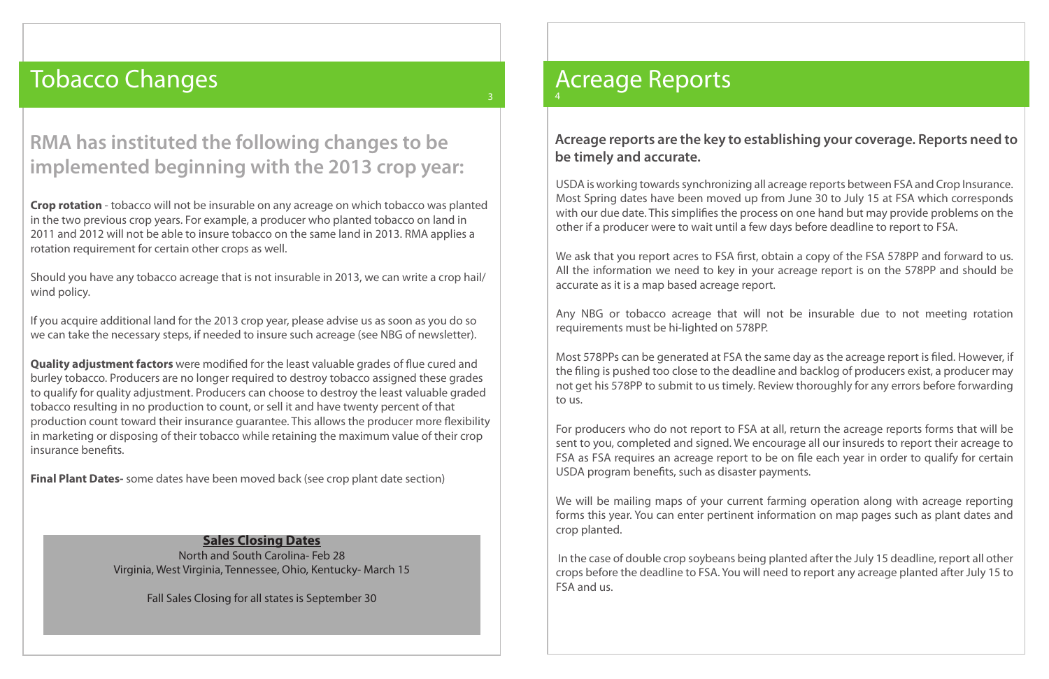# Tobacco Changes

## RMA has instituted the following changes to be implemented beginning with the 2013 crop year:

**Crop rotation** - tobacco will not be insurable on any acreage on which tobacco was planted in the two previous crop years. For example, a producer who planted tobacco on land in 2011 and 2012 will not be able to insure tobacco on the same land in 2013. RMA applies a rotation requirement for certain other crops as well.

Should you have any tobacco acreage that is not insurable in 2013, we can write a crop hail/ wind policy.

If you acquire additional land for the 2013 crop year, please advise us as soon as you do so we can take the necessary steps, if needed to insure such acreage (see NBG of newsletter).

**Quality adjustment factors** were modified for the least valuable grades of flue cured and burley tobacco. Producers are no longer required to destroy tobacco assigned these grades to qualify for quality adjustment. Producers can choose to destroy the least valuable graded tobacco resulting in no production to count, or sell it and have twenty percent of that production count toward their insurance guarantee. This allows the producer more flexibility in marketing or disposing of their tobacco while retaining the maximum value of their crop insurance benefits.

**Final Plant Dates-** some dates have been moved back (see crop plant date section)

**Sales Closing Dates**

North and South Carolina- Feb 28
Virginia, West Virginia, Tennessee, Ohio, Kentucky- March 15

Fall Sales Closing for all states is September 30

# Acreage Reports

**Acreage reports are the key to establishing your coverage. Reports need to be timely and accurate.**

USDA is working towards synchronizing all acreage reports between FSA and Crop Insurance. Most Spring dates have been moved up from June 30 to July 15 at FSA which corresponds with our due date. This simplifies the process on one hand but may provide problems on the other if a producer were to wait until a few days before deadline to report to FSA.

We ask that you report acres to FSA first, obtain a copy of the FSA 578PP and forward to us. All the information we need to key in your acreage report is on the 578PP and should be accurate as it is a map based acreage report.

Any NBG or tobacco acreage that will not be insurable due to not meeting rotation requirements must be hi-lighted on 578PP.

Most 578PPs can be generated at FSA the same day as the acreage report is filed. However, if the filing is pushed too close to the deadline and backlog of producers exist, a producer may not get his 578PP to submit to us timely. Review thoroughly for any errors before forwarding to us.

For producers who do not report to FSA at all, return the acreage reports forms that will be sent to you, completed and signed. We encourage all our insureds to report their acreage to FSA as FSA requires an acreage report to be on file each year in order to qualify for certain USDA program benefits, such as disaster payments.

We will be mailing maps of your current farming operation along with acreage reporting forms this year. You can enter pertinent information on map pages such as plant dates and crop planted.

In the case of double crop soybeans being planted after the July 15 deadline, report all other crops before the deadline to FSA. You will need to report any acreage planted after July 15 to FSA and us.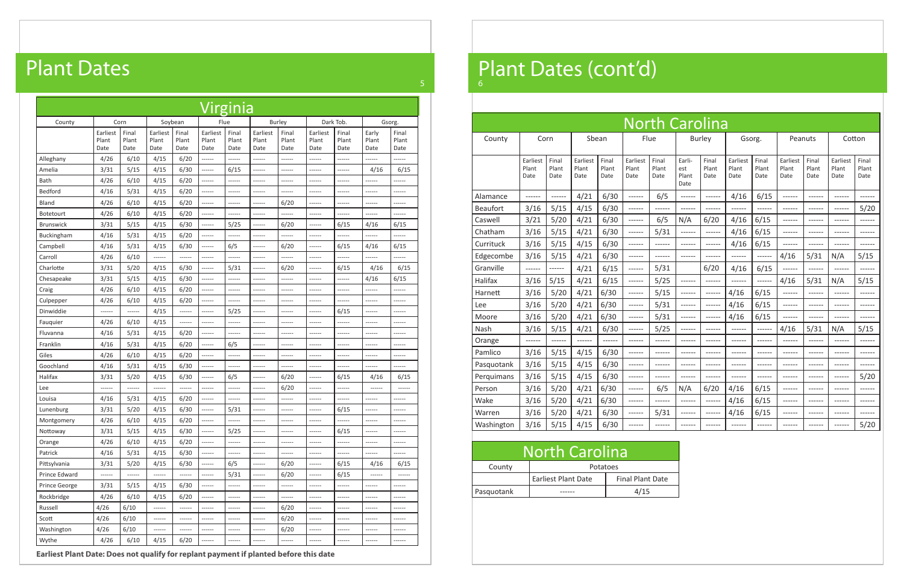# Plant Dates

| Virginia | | | | | | | | | | | | |
|---|---|---|---|---|---|---|---|---|---|---|---|---|
| County | Corn | | Soybean | | Flue | | Burley | | Dark Tob. | | Gsorg. | |
| | Earliest Plant Date | Final Plant Date | Earliest Plant Date | Final Plant Date | Earliest Plant Date | Final Plant Date | Earliest Plant Date | Final Plant Date | Earliest Plant Date | Final Plant Date | Early Plant Date | Final Plant Date |
| Alleghany | 4/26 | 6/10 | 4/15 | 6/20 | ------ | ------ | ------ | ------ | ------ | ------ | ------ | ------ |
| Amelia | 3/31 | 5/15 | 4/15 | 6/30 | ------ | 6/15 | ------ | ------ | ------ | ------ | 4/16 | 6/15 |
| Bath | 4/26 | 6/10 | 4/15 | 6/20 | ------ | ------ | ------ | ------ | ------ | ------ | ------ | ------ |
| Bedford | 4/16 | 5/31 | 4/15 | 6/20 | ------ | ------ | ------ | ------ | ------ | ------ | ------ | ------ |
| Bland | 4/26 | 6/10 | 4/15 | 6/20 | ------ | ------ | ------ | 6/20 | ------ | ------ | ------ | ------ |
| Botetourt | 4/26 | 6/10 | 4/15 | 6/20 | ------ | ------ | ------ | ------ | ------ | ------ | ------ | ------ |
| Brunswick | 3/31 | 5/15 | 4/15 | 6/30 | ------ | 5/25 | ------ | 6/20 | ------ | 6/15 | 4/16 | 6/15 |
| Buckingham | 4/16 | 5/31 | 4/15 | 6/20 | ------ | ------ | ------ | ------ | ------ | ------ | ------ | ------ |
| Campbell | 4/16 | 5/31 | 4/15 | 6/30 | ------ | 6/5 | ------ | 6/20 | ------ | 6/15 | 4/16 | 6/15 |
| Carroll | 4/26 | 6/10 | ------ | ------ | ------ | ------ | ------ | ------ | ------ | ------ | ------ | ------ |
| Charlotte | 3/31 | 5/20 | 4/15 | 6/30 | ------ | 5/31 | ------ | 6/20 | ------ | 6/15 | 4/16 | 6/15 |
| Chesapeake | 3/31 | 5/15 | 4/15 | 6/30 | ------ | ------ | ------ | ------ | ------ | ------ | 4/16 | 6/15 |
| Craig | 4/26 | 6/10 | 4/15 | 6/20 | ------ | ------ | ------ | ------ | ------ | ------ | ------ | ------ |
| Culpepper | 4/26 | 6/10 | 4/15 | 6/20 | ------ | ------ | ------ | ------ | ------ | ------ | ------ | ------ |
| Dinwiddie | ------ | ------ | 4/15 | ------ | ------ | 5/25 | ------ | ------ | ------ | 6/15 | ------ | ------ |
| Fauquier | 4/26 | 6/10 | 4/15 | ------ | ------ | ------ | ------ | ------ | ------ | ------ | ------ | ------ |
| Fluvanna | 4/16 | 5/31 | 4/15 | 6/20 | ------ | ------ | ------ | ------ | ------ | ------ | ------ | ------ |
| Franklin | 4/16 | 5/31 | 4/15 | 6/20 | ------ | 6/5 | ------ | ------ | ------ | ------ | ------ | ------ |
| Giles | 4/26 | 6/10 | 4/15 | 6/20 | ------ | ------ | ------ | ------ | ------ | ------ | ------ | ------ |
| Goochland | 4/16 | 5/31 | 4/15 | 6/30 | ------ | ------ | ------ | ------ | ------ | ------ | ------ | ------ |
| Halifax | 3/31 | 5/20 | 4/15 | 6/30 | ------ | 6/5 | ------ | 6/20 | ------ | 6/15 | 4/16 | 6/15 |
| Lee | ------ | ------ | ------ | ------ | ------ | ------ | ------ | 6/20 | ------ | ------ | ------ | ------ |
| Louisa | 4/16 | 5/31 | 4/15 | 6/20 | ------ | ------ | ------ | ------ | ------ | ------ | ------ | ------ |
| Lunenburg | 3/31 | 5/20 | 4/15 | 6/30 | ------ | 5/31 | ------ | ------ | ------ | 6/15 | ------ | ------ |
| Montgomery | 4/26 | 6/10 | 4/15 | 6/20 | ------ | ------ | ------ | ------ | ------ | ------ | ------ | ------ |
| Nottoway | 3/31 | 5/15 | 4/15 | 6/30 | ------ | 5/25 | ------ | ------ | ------ | 6/15 | ------ | ------ |
| Orange | 4/26 | 6/10 | 4/15 | 6/20 | ------ | ------ | ------ | ------ | ------ | ------ | ------ | ------ |
| Patrick | 4/16 | 5/31 | 4/15 | 6/30 | ------ | ------ | ------ | ------ | ------ | ------ | ------ | ------ |
| Pittsylvania | 3/31 | 5/20 | 4/15 | 6/30 | ------ | 6/5 | ------ | 6/20 | ------ | 6/15 | 4/16 | 6/15 |
| Prince Edward | ------ | ------ | ------ | ------ | ------ | 5/31 | ------ | 6/20 | ------ | 6/15 | ------ | ------ |
| Prince George | 3/31 | 5/15 | 4/15 | 6/30 | ------ | ------ | ------ | ------ | ------ | ------ | ------ | ------ |
| Rockbridge | 4/26 | 6/10 | 4/15 | 6/20 | ------ | ------ | ------ | ------ | ------ | ------ | ------ | ------ |
| Russell | 4/26 | 6/10 | ------ | ------ | ------ | ------ | ------ | 6/20 | ------ | ------ | ------ | ------ |
| Scott | 4/26 | 6/10 | ------ | ------ | ------ | ------ | ------ | 6/20 | ------ | ------ | ------ | ------ |
| Washington | 4/26 | 6/10 | ------ | ------ | ------ | ------ | ------ | 6/20 | ------ | ------ | ------ | ------ |
| Wythe | 4/26 | 6/10 | 4/15 | 6/20 | ------ | ------ | ------ | ------ | ------ | ------ | ------ | ------ |

**Earliest Plant Date: Does not qualify for replant payment if planted before this date**

# Plant Dates (cont'd)

| North Carolina | | | | | | | | | | | | | | |
|---|---|---|---|---|---|---|---|---|---|---|---|---|---|---|
| County | Corn | | Sbean | | Flue | | Burley | | Gsorg. | | Peanuts | | Cotton | |
| | Earliest Plant Date | Final Plant Date | Earliest Plant Date | Final Plant Date | Earliest Plant Date | Final Plant Date | Earli-est Plant Date | Final Plant Date | Earliest Plant Date | Final Plant Date | Earliest Plant Date | Final Plant Date | Earliest Plant Date | Final Plant Date |
| Alamance | ------ | ------ | 4/21 | 6/30 | ------ | 6/5 | ------ | ------ | 4/16 | 6/15 | ------ | ------ | ------ | ------ |
| Beaufort | 3/16 | 5/15 | 4/15 | 6/30 | ------ | ------ | ------ | ------ | ------ | ------ | ------ | ------ | ------ | 5/20 |
| Caswell | 3/21 | 5/20 | 4/21 | 6/30 | ------ | 6/5 | N/A | 6/20 | 4/16 | 6/15 | ------ | ------ | ------ | ------ |
| Chatham | 3/16 | 5/15 | 4/21 | 6/30 | ------ | 5/31 | ------ | ------ | 4/16 | 6/15 | ------ | ------ | ------ | ------ |
| Currituck | 3/16 | 5/15 | 4/15 | 6/30 | ------ | ------ | ------ | ------ | 4/16 | 6/15 | ------ | ------ | ------ | ------ |
| Edgecombe | 3/16 | 5/15 | 4/21 | 6/30 | ------ | ------ | ------ | ------ | ------ | ------ | 4/16 | 5/31 | N/A | 5/15 |
| Granville | ------ | ------ | 4/21 | 6/15 | ------ | 5/31 | | 6/20 | 4/16 | 6/15 | ------ | ------ | ------ | ------ |
| Halifax | 3/16 | 5/15 | 4/21 | 6/15 | ------ | 5/25 | ------ | ------ | ------ | ------ | 4/16 | 5/31 | N/A | 5/15 |
| Harnett | 3/16 | 5/20 | 4/21 | 6/30 | ------ | 5/15 | ------ | ------ | 4/16 | 6/15 | ------ | ------ | ------ | ------ |
| Lee | 3/16 | 5/20 | 4/21 | 6/30 | ------ | 5/31 | ------ | ------ | 4/16 | 6/15 | ------ | ------ | ------ | ------ |
| Moore | 3/16 | 5/20 | 4/21 | 6/30 | ------ | 5/31 | ------ | ------ | 4/16 | 6/15 | ------ | ------ | ------ | ------ |
| Nash | 3/16 | 5/15 | 4/21 | 6/30 | ------ | 5/25 | ------ | ------ | ------ | ------ | 4/16 | 5/31 | N/A | 5/15 |
| Orange | ------ | ------ | ------ | ------ | ------ | ------ | ------ | ------ | ------ | ------ | ------ | ------ | ------ | ------ |
| Pamlico | 3/16 | 5/15 | 4/15 | 6/30 | ------ | ------ | ------ | ------ | ------ | ------ | ------ | ------ | ------ | ------ |
| Pasquotank | 3/16 | 5/15 | 4/15 | 6/30 | ------ | ------ | ------ | ------ | ------ | ------ | ------ | ------ | ------ | ------ |
| Perquimans | 3/16 | 5/15 | 4/15 | 6/30 | ------ | ------ | ------ | ------ | ------ | ------ | ------ | ------ | ------ | 5/20 |
| Person | 3/16 | 5/20 | 4/21 | 6/30 | ------ | 6/5 | N/A | 6/20 | 4/16 | 6/15 | ------ | ------ | ------ | ------ |
| Wake | 3/16 | 5/20 | 4/21 | 6/30 | ------ | ------ | ------ | ------ | 4/16 | 6/15 | ------ | ------ | ------ | ------ |
| Warren | 3/16 | 5/20 | 4/21 | 6/30 | ------ | 5/31 | ------ | ------ | 4/16 | 6/15 | ------ | ------ | ------ | ------ |
| Washington | 3/16 | 5/15 | 4/15 | 6/30 | ------ | ------ | ------ | ------ | ------ | ------ | ------ | ------ | ------ | 5/20 |

| North Carolina | | |
|---|---|---|
| County | Potatoes | |
| | Earliest Plant Date | Final Plant Date |
| Pasquotank | ------ | 4/15 |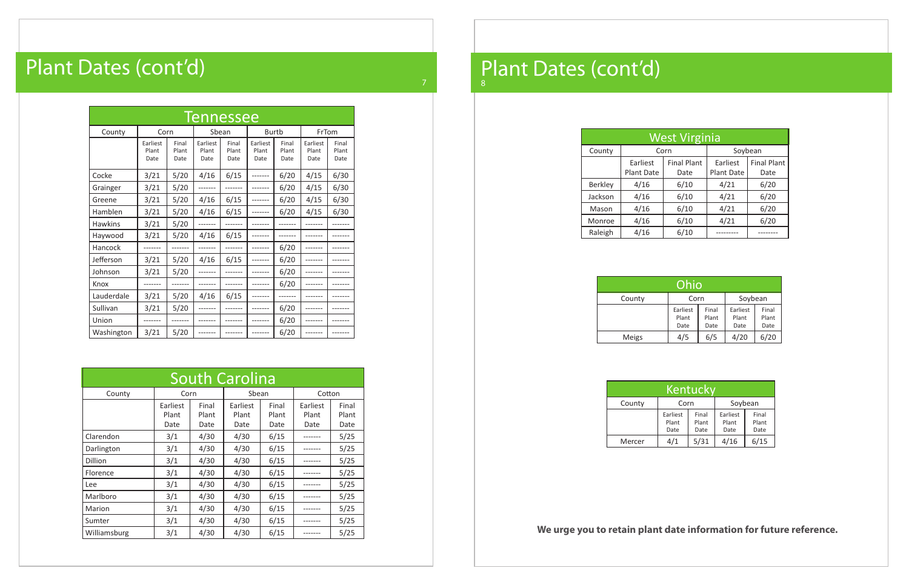# Plant Dates (cont'd)

| Tennessee | | | | | | | | |
|---|---|---|---|---|---|---|---|---|
| County | Corn | | Sbean | | Burtb | | FrTom | |
| | Earliest Plant Date | Final Plant Date | Earliest Plant Date | Final Plant Date | Earliest Plant Date | Final Plant Date | Earliest Plant Date | Final Plant Date |
| Cocke | 3/21 | 5/20 | 4/16 | 6/15 | ------- | 6/20 | 4/15 | 6/30 |
| Grainger | 3/21 | 5/20 | ------- | ------- | ------- | 6/20 | 4/15 | 6/30 |
| Greene | 3/21 | 5/20 | 4/16 | 6/15 | ------- | 6/20 | 4/15 | 6/30 |
| Hamblen | 3/21 | 5/20 | 4/16 | 6/15 | ------- | 6/20 | 4/15 | 6/30 |
| Hawkins | 3/21 | 5/20 | ------- | ------- | ------- | ------- | ------- | ------- |
| Haywood | 3/21 | 5/20 | 4/16 | 6/15 | ------- | ------- | ------- | ------- |
| Hancock | ------- | ------- | ------- | ------- | ------- | 6/20 | ------- | ------- |
| Jefferson | 3/21 | 5/20 | 4/16 | 6/15 | ------- | 6/20 | ------- | ------- |
| Johnson | 3/21 | 5/20 | ------- | ------- | ------- | 6/20 | ------- | ------- |
| Knox | ------- | ------- | ------- | ------- | ------- | 6/20 | ------- | ------- |
| Lauderdale | 3/21 | 5/20 | 4/16 | 6/15 | ------- | ------- | ------- | ------- |
| Sullivan | 3/21 | 5/20 | ------- | ------- | ------- | 6/20 | ------- | ------- |
| Union | ------- | ------- | ------- | ------- | ------- | 6/20 | ------- | ------- |
| Washington | 3/21 | 5/20 | ------- | ------- | ------- | 6/20 | ------- | ------- |

| South Carolina | | | | | | |
|---|---|---|---|---|---|---|
| County | Corn | | Sbean | | Cotton | |
| | Earliest Plant Date | Final Plant Date | Earliest Plant Date | Final Plant Date | Earliest Plant Date | Final Plant Date |
| Clarendon | 3/1 | 4/30 | 4/30 | 6/15 | ------- | 5/25 |
| Darlington | 3/1 | 4/30 | 4/30 | 6/15 | ------- | 5/25 |
| Dillion | 3/1 | 4/30 | 4/30 | 6/15 | ------- | 5/25 |
| Florence | 3/1 | 4/30 | 4/30 | 6/15 | ------- | 5/25 |
| Lee | 3/1 | 4/30 | 4/30 | 6/15 | ------- | 5/25 |
| Marlboro | 3/1 | 4/30 | 4/30 | 6/15 | ------- | 5/25 |
| Marion | 3/1 | 4/30 | 4/30 | 6/15 | ------- | 5/25 |
| Sumter | 3/1 | 4/30 | 4/30 | 6/15 | ------- | 5/25 |
| Williamsburg | 3/1 | 4/30 | 4/30 | 6/15 | ------- | 5/25 |

# Plant Dates (cont'd)

| West Virginia | | | | |
|---|---|---|---|---|
| County | Corn | | Soybean | |
| | Earliest Plant Date | Final Plant Date | Earliest Plant Date | Final Plant Date |
| Berkley | 4/16 | 6/10 | 4/21 | 6/20 |
| Jackson | 4/16 | 6/10 | 4/21 | 6/20 |
| Mason | 4/16 | 6/10 | 4/21 | 6/20 |
| Monroe | 4/16 | 6/10 | 4/21 | 6/20 |
| Raleigh | 4/16 | 6/10 | --------- | -------- |

| Ohio | | | | |
|---|---|---|---|---|
| County | Corn | | Soybean | |
| | Earliest Plant Date | Final Plant Date | Earliest Plant Date | Final Plant Date |
| Meigs | 4/5 | 6/5 | 4/20 | 6/20 |

| Kentucky | | | | |
|---|---|---|---|---|
| County | Corn | | Soybean | |
| | Earliest Plant Date | Final Plant Date | Earliest Plant Date | Final Plant Date |
| Mercer | 4/1 | 5/31 | 4/16 | 6/15 |

**We urge you to retain plant date information for future reference.**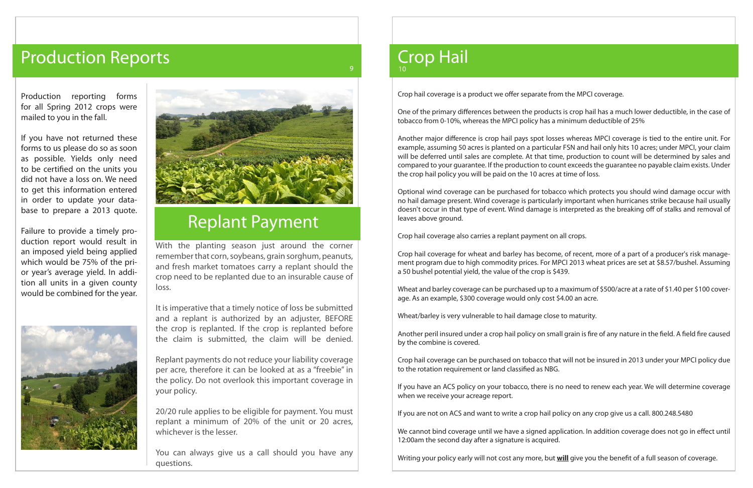# Production Reports

Production reporting forms for all Spring 2012 crops were mailed to you in the fall.

If you have not returned these forms to us please do so as soon as possible. Yields only need to be certified on the units you did not have a loss on. We need to get this information entered in order to update your database to prepare a 2013 quote.

Failure to provide a timely production report would result in an imposed yield being applied which would be 75% of the prior year's average yield. In addition all units in a given county would be combined for the year.

## Replant Payment

With the planting season just around the corner remember that corn, soybeans, grain sorghum, peanuts, and fresh market tomatoes carry a replant should the crop need to be replanted due to an insurable cause of loss.

It is imperative that a timely notice of loss be submitted and a replant is authorized by an adjuster, BEFORE the crop is replanted. If the crop is replanted before the claim is submitted, the claim will be denied.

Replant payments do not reduce your liability coverage per acre, therefore it can be looked at as a "freebie" in the policy. Do not overlook this important coverage in your policy.

20/20 rule applies to be eligible for payment. You must replant a minimum of 20% of the unit or 20 acres, whichever is the lesser.

You can always give us a call should you have any questions.

# Crop Hail

Crop hail coverage is a product we offer separate from the MPCI coverage.

One of the primary differences between the products is crop hail has a much lower deductible, in the case of tobacco from 0-10%, whereas the MPCI policy has a minimum deductible of 25%

Another major difference is crop hail pays spot losses whereas MPCI coverage is tied to the entire unit. For example, assuming 50 acres is planted on a particular FSN and hail only hits 10 acres; under MPCI, your claim will be deferred until sales are complete. At that time, production to count will be determined by sales and compared to your guarantee. If the production to count exceeds the guarantee no payable claim exists. Under the crop hail policy you will be paid on the 10 acres at time of loss.

Optional wind coverage can be purchased for tobacco which protects you should wind damage occur with no hail damage present. Wind coverage is particularly important when hurricanes strike because hail usually doesn't occur in that type of event. Wind damage is interpreted as the breaking off of stalks and removal of leaves above ground.

Crop hail coverage also carries a replant payment on all crops.

Crop hail coverage for wheat and barley has become, of recent, more of a part of a producer's risk management program due to high commodity prices. For MPCI 2013 wheat prices are set at $8.57/bushel. Assuming a 50 bushel potential yield, the value of the crop is $439.

Wheat and barley coverage can be purchased up to a maximum of $500/acre at a rate of $1.40 per $100 coverage. As an example, $300 coverage would only cost $4.00 an acre.

Wheat/barley is very vulnerable to hail damage close to maturity.

Another peril insured under a crop hail policy on small grain is fire of any nature in the field. A field fire caused by the combine is covered.

Crop hail coverage can be purchased on tobacco that will not be insured in 2013 under your MPCI policy due to the rotation requirement or land classified as NBG.

If you have an ACS policy on your tobacco, there is no need to renew each year. We will determine coverage when we receive your acreage report.

If you are not on ACS and want to write a crop hail policy on any crop give us a call. 800.248.5480

We cannot bind coverage until we have a signed application. In addition coverage does not go in effect until 12:00am the second day after a signature is acquired.

Writing your policy early will not cost any more, but **will** give you the benefit of a full season of coverage.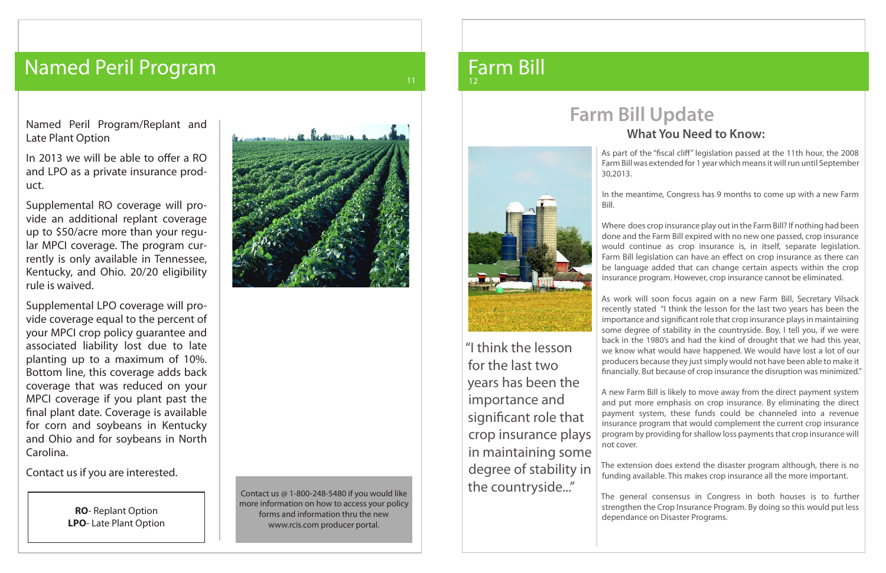# Named Peril Program

Named Peril Program/Replant and Late Plant Option

In 2013 we will be able to offer a RO and LPO as a private insurance product.

Supplemental RO coverage will provide an additional replant coverage up to $50/acre more than your regular MPCI coverage. The program currently is only available in Tennessee, Kentucky, and Ohio. 20/20 eligibility rule is waived.

Supplemental LPO coverage will provide coverage equal to the percent of your MPCI crop policy guarantee and associated liability lost due to late planting up to a maximum of 10%. Bottom line, this coverage adds back coverage that was reduced on your MPCI coverage if you plant past the final plant date. Coverage is available for corn and soybeans in Kentucky and Ohio and for soybeans in North Carolina.

Contact us if you are interested.

**RO**- Replant Option
**LPO**- Late Plant Option

Contact us @ 1-800-248-5480 if you would like more information on how to access your policy forms and information thru the new www.rcis.com producer portal.

# Farm Bill

## Farm Bill Update

### What You Need to Know:

"I think the lesson for the last two years has been the importance and significant role that crop insurance plays in maintaining some degree of stability in the countryside..."

As part of the "fiscal cliff" legislation passed at the 11th hour, the 2008 Farm Bill was extended for 1 year which means it will run until September 30,2013.

In the meantime, Congress has 9 months to come up with a new Farm Bill.

Where does crop insurance play out in the Farm Bill? If nothing had been done and the Farm Bill expired with no new one passed, crop insurance would continue as crop insurance is, in itself, separate legislation. Farm Bill legislation can have an effect on crop insurance as there can be language added that can change certain aspects within the crop insurance program. However, crop insurance cannot be eliminated.

As work will soon focus again on a new Farm Bill, Secretary Vilsack recently stated "I think the lesson for the last two years has been the importance and significant role that crop insurance plays in maintaining some degree of stability in the countryside. Boy, I tell you, if we were back in the 1980's and had the kind of drought that we had this year, we know what would have happened. We would have lost a lot of our producers because they just simply would not have been able to make it financially. But because of crop insurance the disruption was minimized."

A new Farm Bill is likely to move away from the direct payment system and put more emphasis on crop insurance. By eliminating the direct payment system, these funds could be channeled into a revenue insurance program that would complement the current crop insurance program by providing for shallow loss payments that crop insurance will not cover.

The extension does extend the disaster program although, there is no funding available. This makes crop insurance all the more important.

The general consensus in Congress in both houses is to further strengthen the Crop Insurance Program. By doing so this would put less dependance on Disaster Programs.